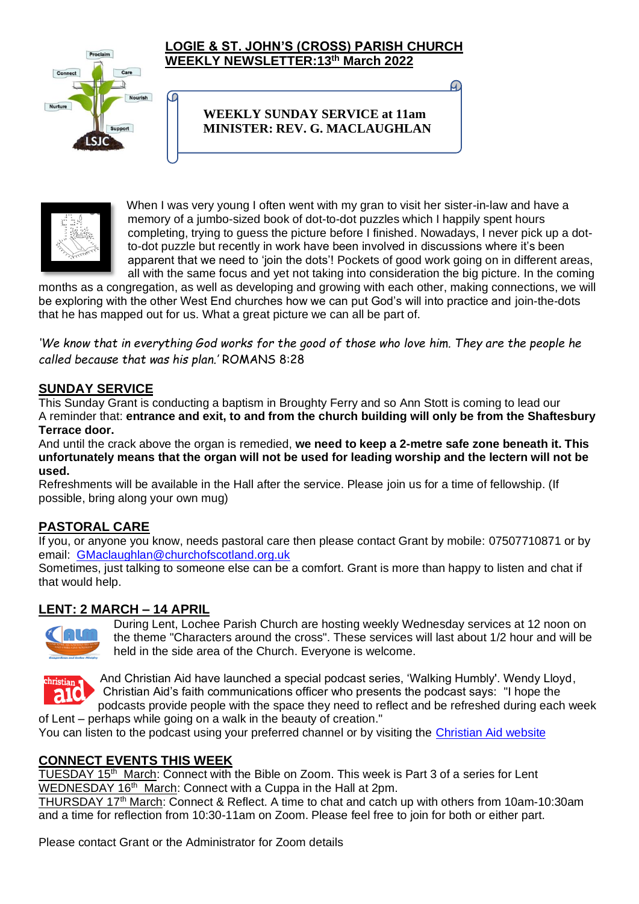# LOGIE & ST. JOHN'S (CROSS) PARISH CHURCH
# WEEKLY NEWSLETTER: 13th March 2022

**WEEKLY SUNDAY SERVICE at 11am**
**MINISTER: REV. G. MACLAUGHLAN**

When I was very young I often went with my gran to visit her sister-in-law and have a memory of a jumbo-sized book of dot-to-dot puzzles which I happily spent hours completing, trying to guess the picture before I finished. Nowadays, I never pick up a dot-to-dot puzzle but recently in work have been involved in discussions where it's been apparent that we need to 'join the dots'! Pockets of good work going on in different areas, all with the same focus and yet not taking into consideration the big picture. In the coming months as a congregation, as well as developing and growing with each other, making connections, we will be exploring with the other West End churches how we can put God's will into practice and join-the-dots that he has mapped out for us. What a great picture we can all be part of.

*'We know that in everything God works for the good of those who love him. They are the people he called because that was his plan.'* ROMANS 8:28

## SUNDAY SERVICE

This Sunday Grant is conducting a baptism in Broughty Ferry and so Ann Stott is coming to lead our
A reminder that: **entrance and exit, to and from the church building will only be from the Shaftesbury Terrace door.**

And until the crack above the organ is remedied, **we need to keep a 2-metre safe zone beneath it. This unfortunately means that the organ will not be used for leading worship and the lectern will not be used.**

Refreshments will be available in the Hall after the service. Please join us for a time of fellowship. (If possible, bring along your own mug)

## PASTORAL CARE

If you, or anyone you know, needs pastoral care then please contact Grant by mobile: 07507710871 or by email: GMaclaughlan@churchofscotland.org.uk

Sometimes, just talking to someone else can be a comfort. Grant is more than happy to listen and chat if that would help.

## LENT: 2 MARCH – 14 APRIL

During Lent, Lochee Parish Church are hosting weekly Wednesday services at 12 noon on the theme "Characters around the cross". These services will last about 1/2 hour and will be held in the side area of the Church. Everyone is welcome.

And Christian Aid have launched a special podcast series, 'Walking Humbly'. Wendy Lloyd, Christian Aid's faith communications officer who presents the podcast says: "I hope the podcasts provide people with the space they need to reflect and be refreshed during each week of Lent – perhaps while going on a walk in the beauty of creation."

You can listen to the podcast using your preferred channel or by visiting the Christian Aid website

## CONNECT EVENTS THIS WEEK

TUESDAY 15th March: Connect with the Bible on Zoom. This week is Part 3 of a series for Lent

WEDNESDAY 16th March: Connect with a Cuppa in the Hall at 2pm.

THURSDAY 17th March: Connect & Reflect. A time to chat and catch up with others from 10am-10:30am and a time for reflection from 10:30-11am on Zoom. Please feel free to join for both or either part.

Please contact Grant or the Administrator for Zoom details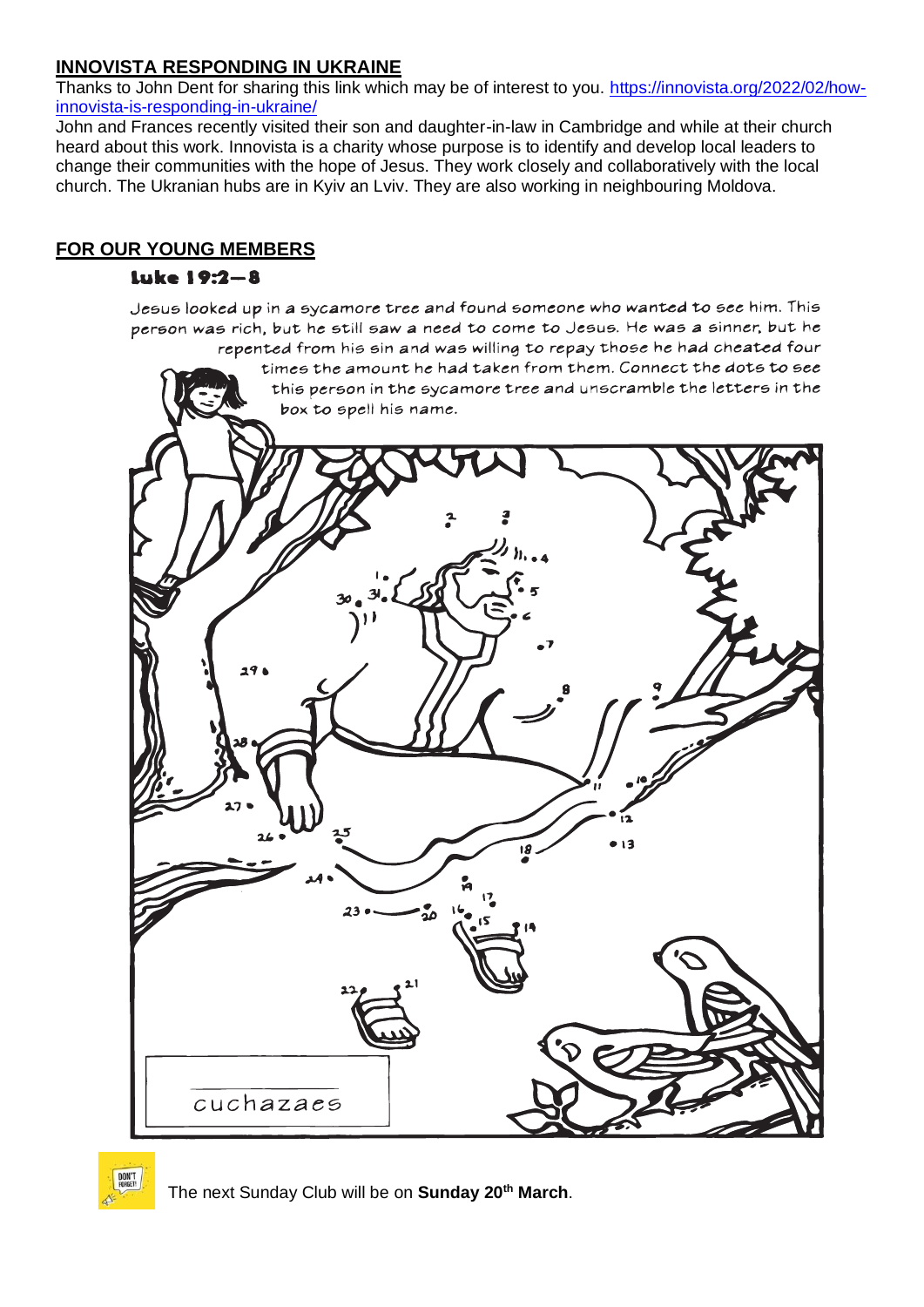## INNOVISTA RESPONDING IN UKRAINE

Thanks to John Dent for sharing this link which may be of interest to you. https://innovista.org/2022/02/how-innovista-is-responding-in-ukraine/

John and Frances recently visited their son and daughter-in-law in Cambridge and while at their church heard about this work. Innovista is a charity whose purpose is to identify and develop local leaders to change their communities with the hope of Jesus. They work closely and collaboratively with the local church. The Ukranian hubs are in Kyiv an Lviv. They are also working in neighbouring Moldova.

## FOR OUR YOUNG MEMBERS

### Luke 19:2—8

Jesus looked up in a sycamore tree and found someone who wanted to see him. This person was rich, but he still saw a need to come to Jesus. He was a sinner, but he repented from his sin and was willing to repay those he had cheated four times the amount he had taken from them. Connect the dots to see this person in the sycamore tree and unscramble the letters in the box to spell his name.

cuchazaes

The next Sunday Club will be on **Sunday 20th March**.